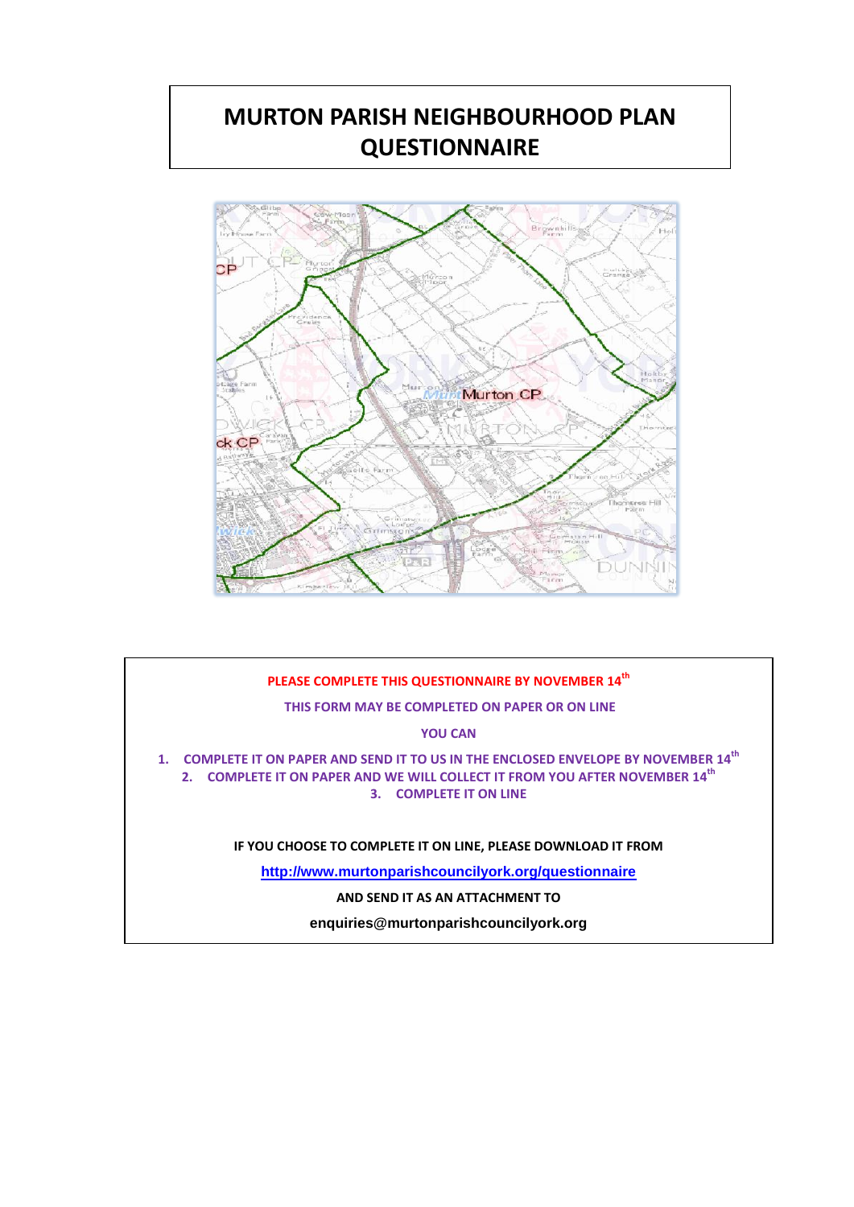# MURTON PARISH NEIGHBOURHOOD PLAN QUESTIONNAIRE

**PLEASE COMPLETE THIS QUESTIONNAIRE BY NOVEMBER 14th**

**THIS FORM MAY BE COMPLETED ON PAPER OR ON LINE**

**YOU CAN**

1. **COMPLETE IT ON PAPER AND SEND IT TO US IN THE ENCLOSED ENVELOPE BY NOVEMBER 14th**
2. **COMPLETE IT ON PAPER AND WE WILL COLLECT IT FROM YOU AFTER NOVEMBER 14th**
3. **COMPLETE IT ON LINE**

**IF YOU CHOOSE TO COMPLETE IT ON LINE, PLEASE DOWNLOAD IT FROM**

**http://www.murtonparishcouncilyork.org/questionnaire**

**AND SEND IT AS AN ATTACHMENT TO**

**enquiries@murtonparishcouncilyork.org**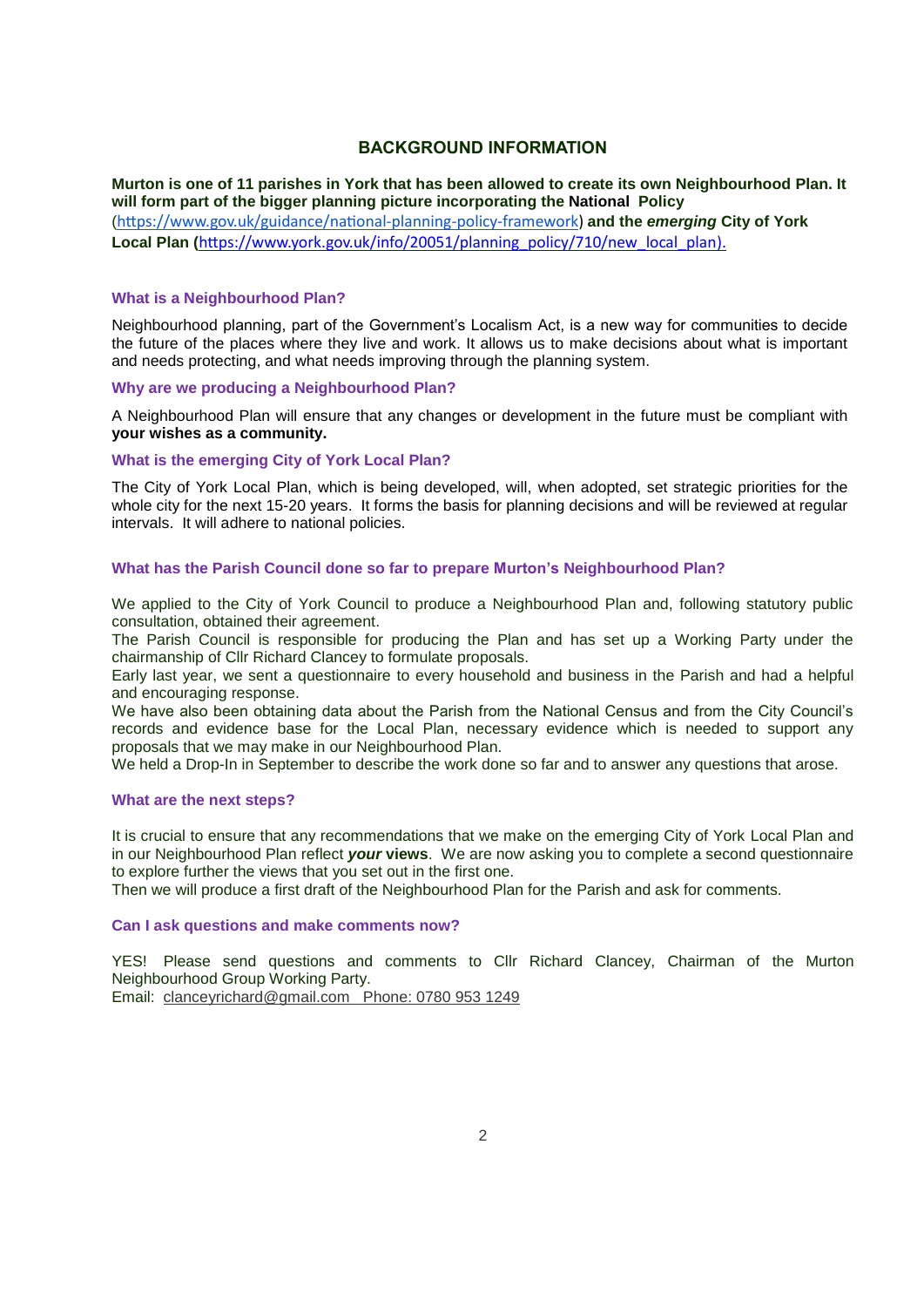# BACKGROUND INFORMATION

**Murton is one of 11 parishes in York that has been allowed to create its own Neighbourhood Plan. It will form part of the bigger planning picture incorporating the National Policy** (https://www.gov.uk/guidance/national-planning-policy-framework) **and the *emerging* City of York Local Plan (**https://www.york.gov.uk/info/20051/planning_policy/710/new_local_plan).

### What is a Neighbourhood Plan?

Neighbourhood planning, part of the Government's Localism Act, is a new way for communities to decide the future of the places where they live and work. It allows us to make decisions about what is important and needs protecting, and what needs improving through the planning system.

### Why are we producing a Neighbourhood Plan?

A Neighbourhood Plan will ensure that any changes or development in the future must be compliant with **your wishes as a community.**

### What is the emerging City of York Local Plan?

The City of York Local Plan, which is being developed, will, when adopted, set strategic priorities for the whole city for the next 15-20 years. It forms the basis for planning decisions and will be reviewed at regular intervals. It will adhere to national policies.

### What has the Parish Council done so far to prepare Murton's Neighbourhood Plan?

We applied to the City of York Council to produce a Neighbourhood Plan and, following statutory public consultation, obtained their agreement.

The Parish Council is responsible for producing the Plan and has set up a Working Party under the chairmanship of Cllr Richard Clancey to formulate proposals.

Early last year, we sent a questionnaire to every household and business in the Parish and had a helpful and encouraging response.

We have also been obtaining data about the Parish from the National Census and from the City Council's records and evidence base for the Local Plan, necessary evidence which is needed to support any proposals that we may make in our Neighbourhood Plan.

We held a Drop-In in September to describe the work done so far and to answer any questions that arose.

### What are the next steps?

It is crucial to ensure that any recommendations that we make on the emerging City of York Local Plan and in our Neighbourhood Plan reflect ***your* views**. We are now asking you to complete a second questionnaire to explore further the views that you set out in the first one.

Then we will produce a first draft of the Neighbourhood Plan for the Parish and ask for comments.

### Can I ask questions and make comments now?

YES! Please send questions and comments to Cllr Richard Clancey, Chairman of the Murton Neighbourhood Group Working Party.

Email: clanceyrichard@gmail.com Phone: 0780 953 1249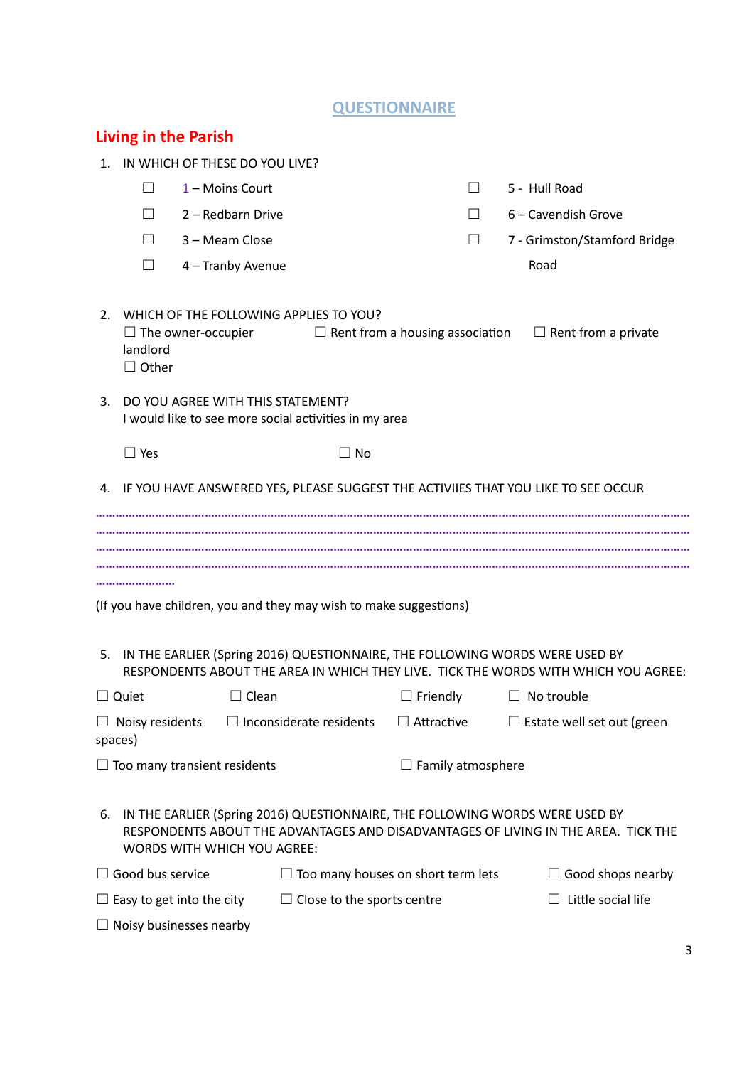# QUESTIONNAIRE

## Living in the Parish

1. IN WHICH OF THESE DO YOU LIVE?

   ☐ 1 – Moins Court
   ☐ 2 – Redbarn Drive
   ☐ 3 – Meam Close
   ☐ 4 – Tranby Avenue
   ☐ 5 - Hull Road
   ☐ 6 – Cavendish Grove
   ☐ 7 - Grimston/Stamford Bridge Road

2. WHICH OF THE FOLLOWING APPLIES TO YOU?

   ☐ The owner-occupier ☐ Rent from a housing association ☐ Rent from a private landlord
   ☐ Other

3. DO YOU AGREE WITH THIS STATEMENT?
   I would like to see more social activities in my area

   ☐ Yes ☐ No

4. IF YOU HAVE ANSWERED YES, PLEASE SUGGEST THE ACTIVIIES THAT YOU LIKE TO SEE OCCUR

……………………………………………………………………………………………………………………………………………………
……………………………………………………………………………………………………………………………………………………
……………………………………………………………………………………………………………………………………………………
……………………………………………………………………………………………………………………………………………………
……………………

(If you have children, you and they may wish to make suggestions)

5. IN THE EARLIER (Spring 2016) QUESTIONNAIRE, THE FOLLOWING WORDS WERE USED BY RESPONDENTS ABOUT THE AREA IN WHICH THEY LIVE. TICK THE WORDS WITH WHICH YOU AGREE:

☐ Quiet ☐ Clean ☐ Friendly ☐ No trouble

☐ Noisy residents ☐ Inconsiderate residents ☐ Attractive ☐ Estate well set out (green spaces)

☐ Too many transient residents ☐ Family atmosphere

6. IN THE EARLIER (Spring 2016) QUESTIONNAIRE, THE FOLLOWING WORDS WERE USED BY RESPONDENTS ABOUT THE ADVANTAGES AND DISADVANTAGES OF LIVING IN THE AREA. TICK THE WORDS WITH WHICH YOU AGREE:

☐ Good bus service ☐ Too many houses on short term lets ☐ Good shops nearby

☐ Easy to get into the city ☐ Close to the sports centre ☐ Little social life

☐ Noisy businesses nearby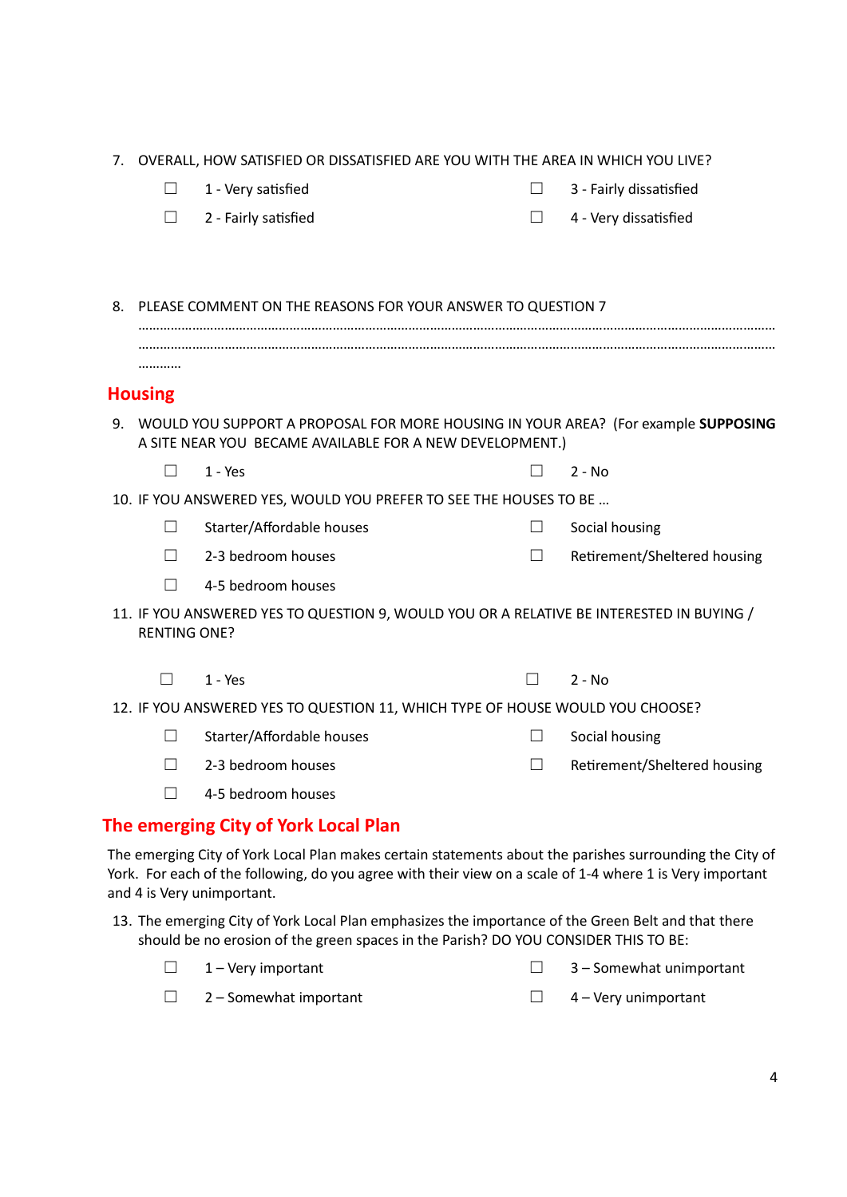7. OVERALL, HOW SATISFIED OR DISSATISFIED ARE YOU WITH THE AREA IN WHICH YOU LIVE?

   ☐ 1 - Very satisfied
   ☐ 2 - Fairly satisfied
   ☐ 3 - Fairly dissatisfied
   ☐ 4 - Very dissatisfied

8. PLEASE COMMENT ON THE REASONS FOR YOUR ANSWER TO QUESTION 7

   ……………………………………………………………………………………………………………………………………………………
   ……………………………………………………………………………………………………………………………………………………
   …………

## Housing

9. WOULD YOU SUPPORT A PROPOSAL FOR MORE HOUSING IN YOUR AREA? (For example **SUPPOSING** A SITE NEAR YOU BECAME AVAILABLE FOR A NEW DEVELOPMENT.)

   ☐ 1 - Yes
   ☐ 2 - No

10. IF YOU ANSWERED YES, WOULD YOU PREFER TO SEE THE HOUSES TO BE …

    ☐ Starter/Affordable houses
    ☐ 2-3 bedroom houses
    ☐ 4-5 bedroom houses
    ☐ Social housing
    ☐ Retirement/Sheltered housing

11. IF YOU ANSWERED YES TO QUESTION 9, WOULD YOU OR A RELATIVE BE INTERESTED IN BUYING / RENTING ONE?

    ☐ 1 - Yes
    ☐ 2 - No

12. IF YOU ANSWERED YES TO QUESTION 11, WHICH TYPE OF HOUSE WOULD YOU CHOOSE?

    ☐ Starter/Affordable houses
    ☐ 2-3 bedroom houses
    ☐ 4-5 bedroom houses
    ☐ Social housing
    ☐ Retirement/Sheltered housing

## The emerging City of York Local Plan

The emerging City of York Local Plan makes certain statements about the parishes surrounding the City of York. For each of the following, do you agree with their view on a scale of 1-4 where 1 is Very important and 4 is Very unimportant.

13. The emerging City of York Local Plan emphasizes the importance of the Green Belt and that there should be no erosion of the green spaces in the Parish? DO YOU CONSIDER THIS TO BE:

    ☐ 1 – Very important
    ☐ 2 – Somewhat important
    ☐ 3 – Somewhat unimportant
    ☐ 4 – Very unimportant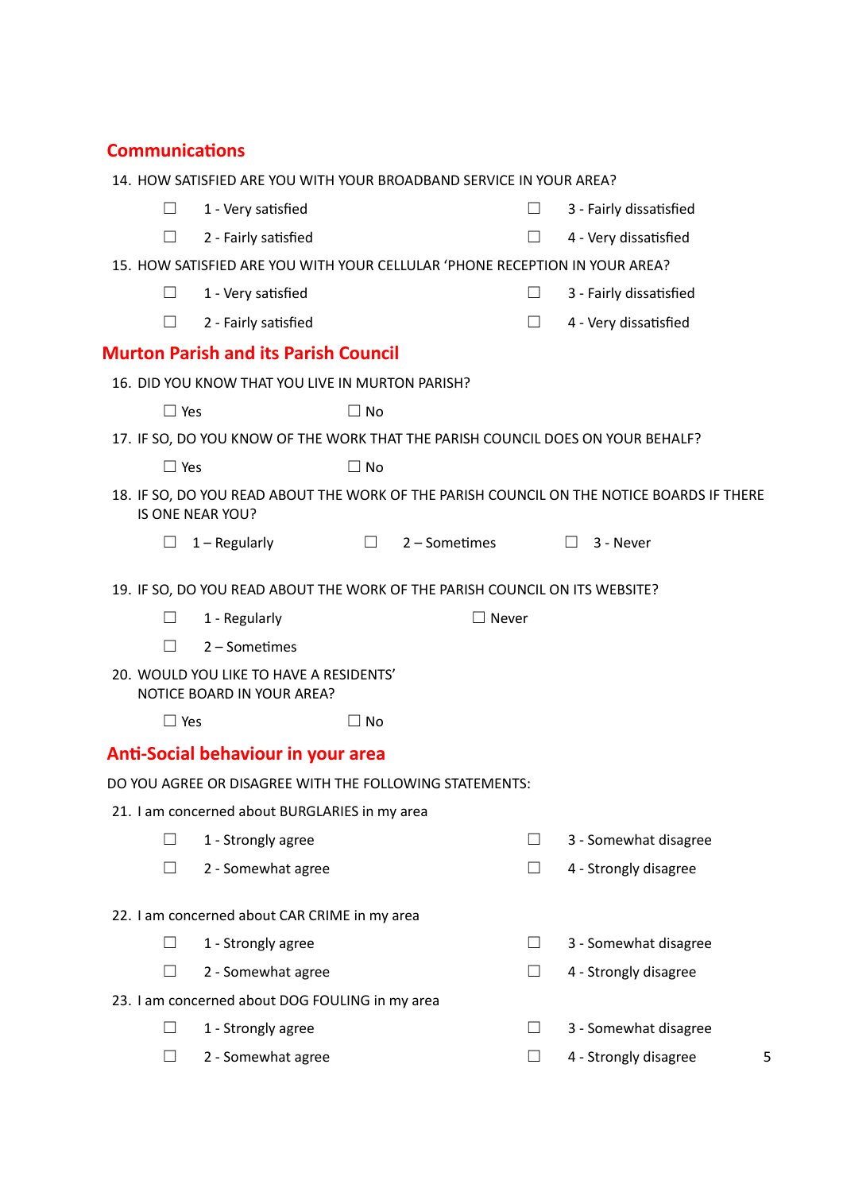## Communications

14. HOW SATISFIED ARE YOU WITH YOUR BROADBAND SERVICE IN YOUR AREA?

☐ 1 - Very satisfied ☐ 3 - Fairly dissatisfied

☐ 2 - Fairly satisfied ☐ 4 - Very dissatisfied

15. HOW SATISFIED ARE YOU WITH YOUR CELLULAR 'PHONE RECEPTION IN YOUR AREA?

☐ 1 - Very satisfied ☐ 3 - Fairly dissatisfied

☐ 2 - Fairly satisfied ☐ 4 - Very dissatisfied

## Murton Parish and its Parish Council

16. DID YOU KNOW THAT YOU LIVE IN MURTON PARISH?

☐ Yes ☐ No

17. IF SO, DO YOU KNOW OF THE WORK THAT THE PARISH COUNCIL DOES ON YOUR BEHALF?

☐ Yes ☐ No

18. IF SO, DO YOU READ ABOUT THE WORK OF THE PARISH COUNCIL ON THE NOTICE BOARDS IF THERE IS ONE NEAR YOU?

☐ 1 – Regularly ☐ 2 – Sometimes ☐ 3 - Never

19. IF SO, DO YOU READ ABOUT THE WORK OF THE PARISH COUNCIL ON ITS WEBSITE?

☐ 1 - Regularly ☐ Never

☐ 2 – Sometimes

20. WOULD YOU LIKE TO HAVE A RESIDENTS' NOTICE BOARD IN YOUR AREA?

☐ Yes ☐ No

## Anti-Social behaviour in your area

DO YOU AGREE OR DISAGREE WITH THE FOLLOWING STATEMENTS:

21. I am concerned about BURGLARIES in my area

☐ 1 - Strongly agree ☐ 3 - Somewhat disagree

☐ 2 - Somewhat agree ☐ 4 - Strongly disagree

22. I am concerned about CAR CRIME in my area

☐ 1 - Strongly agree ☐ 3 - Somewhat disagree

☐ 2 - Somewhat agree ☐ 4 - Strongly disagree

23. I am concerned about DOG FOULING in my area

☐ 1 - Strongly agree ☐ 3 - Somewhat disagree

☐ 2 - Somewhat agree ☐ 4 - Strongly disagree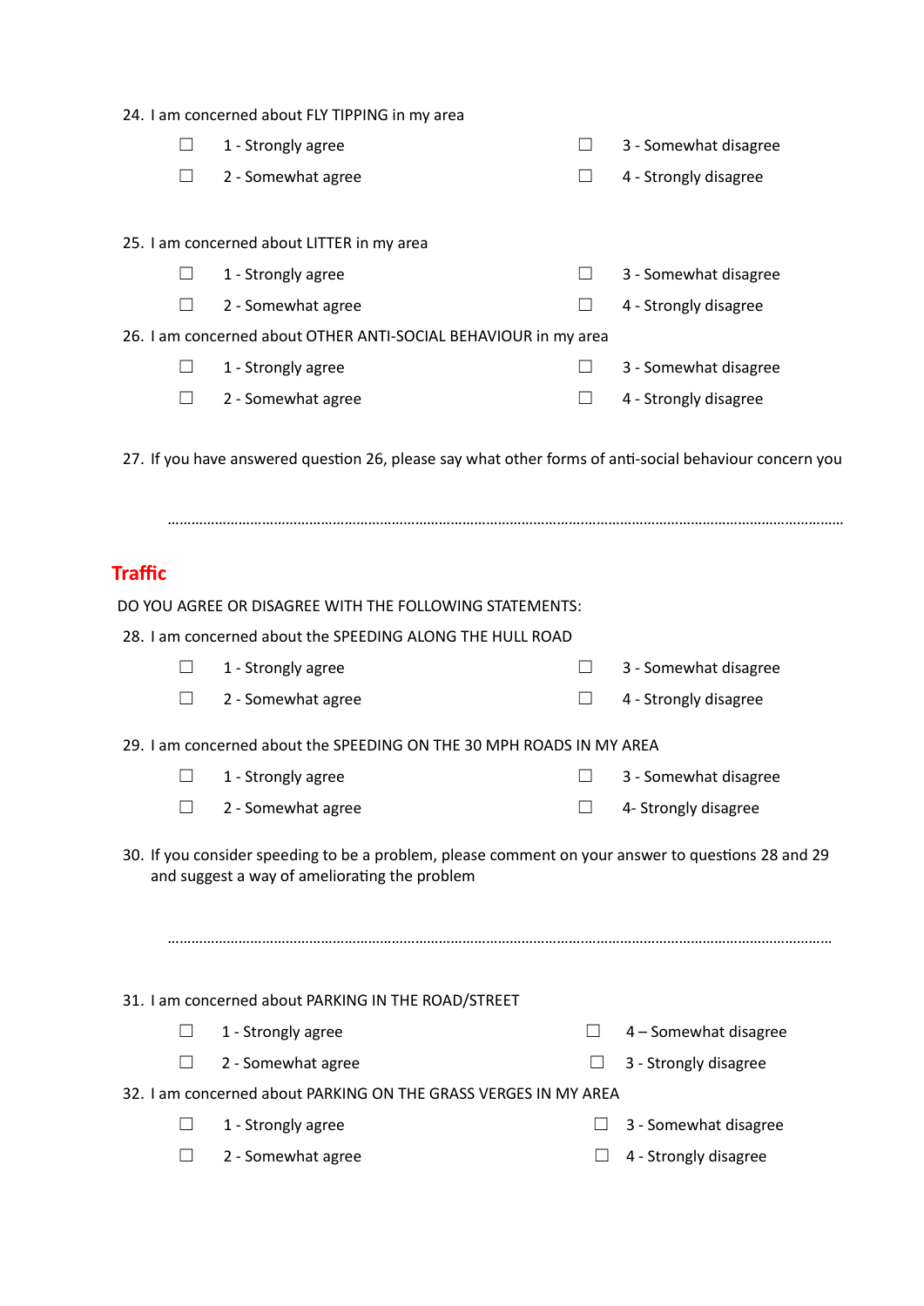24. I am concerned about FLY TIPPING in my area

☐ 1 - Strongly agree
☐ 2 - Somewhat agree
☐ 3 - Somewhat disagree
☐ 4 - Strongly disagree

25. I am concerned about LITTER in my area

☐ 1 - Strongly agree
☐ 2 - Somewhat agree
☐ 3 - Somewhat disagree
☐ 4 - Strongly disagree

26. I am concerned about OTHER ANTI-SOCIAL BEHAVIOUR in my area

☐ 1 - Strongly agree
☐ 2 - Somewhat agree
☐ 3 - Somewhat disagree
☐ 4 - Strongly disagree

27. If you have answered question 26, please say what other forms of anti-social behaviour concern you

………………………………………………………………………………………………………………………………………………

## Traffic

DO YOU AGREE OR DISAGREE WITH THE FOLLOWING STATEMENTS:

28. I am concerned about the SPEEDING ALONG THE HULL ROAD

☐ 1 - Strongly agree
☐ 2 - Somewhat agree
☐ 3 - Somewhat disagree
☐ 4 - Strongly disagree

29. I am concerned about the SPEEDING ON THE 30 MPH ROADS IN MY AREA

☐ 1 - Strongly agree
☐ 2 - Somewhat agree
☐ 3 - Somewhat disagree
☐ 4- Strongly disagree

30. If you consider speeding to be a problem, please comment on your answer to questions 28 and 29 and suggest a way of ameliorating the problem

………………………………………………………………………………………………………………………………………………

31. I am concerned about PARKING IN THE ROAD/STREET

☐ 1 - Strongly agree
☐ 2 - Somewhat agree
☐ 4 – Somewhat disagree
☐ 3 - Strongly disagree

32. I am concerned about PARKING ON THE GRASS VERGES IN MY AREA

☐ 1 - Strongly agree
☐ 2 - Somewhat agree
☐ 3 - Somewhat disagree
☐ 4 - Strongly disagree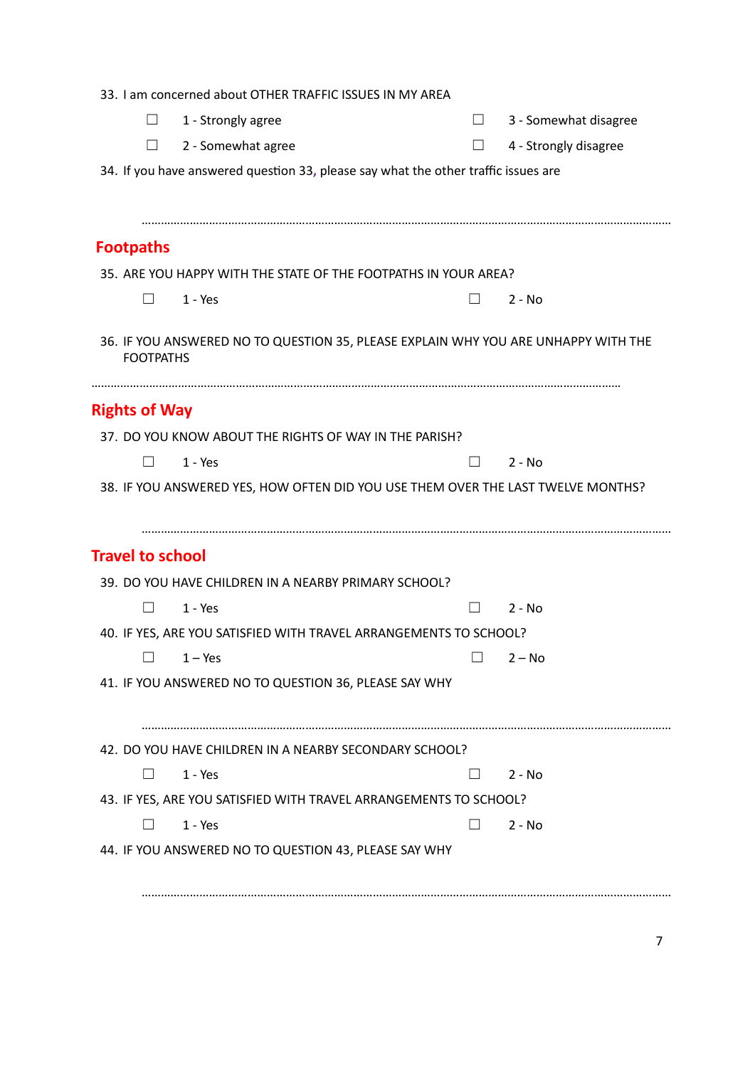33. I am concerned about OTHER TRAFFIC ISSUES IN MY AREA

☐ 1 - Strongly agree ☐ 3 - Somewhat disagree

☐ 2 - Somewhat agree ☐ 4 - Strongly disagree

34. If you have answered question 33, please say what the other traffic issues are

……………………………………………………………………………………………………………………………………………

## Footpaths

35. ARE YOU HAPPY WITH THE STATE OF THE FOOTPATHS IN YOUR AREA?

☐ 1 - Yes ☐ 2 - No

36. IF YOU ANSWERED NO TO QUESTION 35, PLEASE EXPLAIN WHY YOU ARE UNHAPPY WITH THE FOOTPATHS

……………………………………………………………………………………………………………………………………………

## Rights of Way

37. DO YOU KNOW ABOUT THE RIGHTS OF WAY IN THE PARISH?

☐ 1 - Yes ☐ 2 - No

38. IF YOU ANSWERED YES, HOW OFTEN DID YOU USE THEM OVER THE LAST TWELVE MONTHS?

……………………………………………………………………………………………………………………………………………

## Travel to school

39. DO YOU HAVE CHILDREN IN A NEARBY PRIMARY SCHOOL?

☐ 1 - Yes ☐ 2 - No

40. IF YES, ARE YOU SATISFIED WITH TRAVEL ARRANGEMENTS TO SCHOOL?

☐ 1 – Yes ☐ 2 – No

41. IF YOU ANSWERED NO TO QUESTION 36, PLEASE SAY WHY

……………………………………………………………………………………………………………………………………………

42. DO YOU HAVE CHILDREN IN A NEARBY SECONDARY SCHOOL?

☐ 1 - Yes ☐ 2 - No

43. IF YES, ARE YOU SATISFIED WITH TRAVEL ARRANGEMENTS TO SCHOOL?

☐ 1 - Yes ☐ 2 - No

44. IF YOU ANSWERED NO TO QUESTION 43, PLEASE SAY WHY

……………………………………………………………………………………………………………………………………………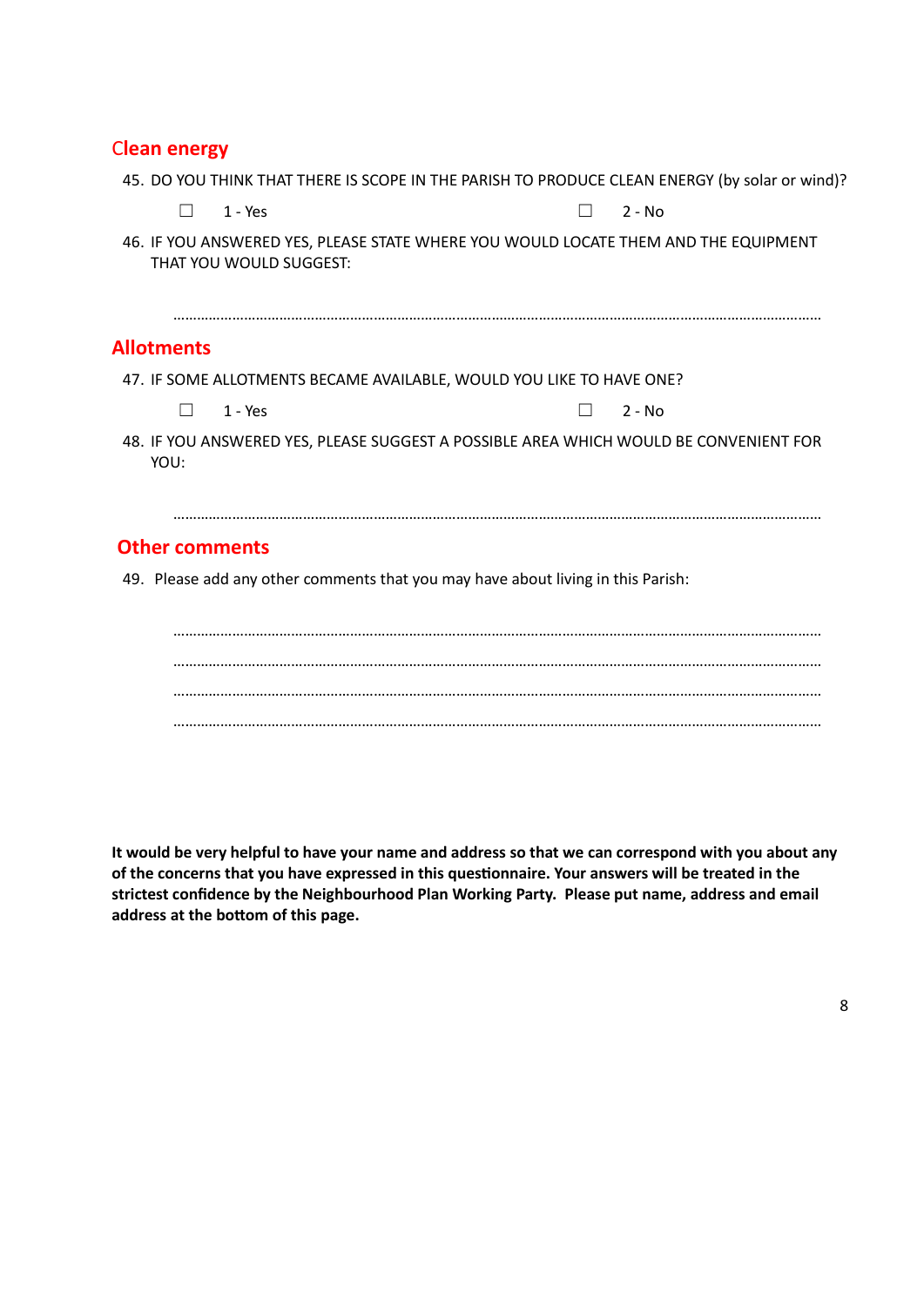## Clean energy

45. DO YOU THINK THAT THERE IS SCOPE IN THE PARISH TO PRODUCE CLEAN ENERGY (by solar or wind)?

☐ 1 - Yes ☐ 2 - No

46. IF YOU ANSWERED YES, PLEASE STATE WHERE YOU WOULD LOCATE THEM AND THE EQUIPMENT THAT YOU WOULD SUGGEST:

……………………………………………………………………………………………………………………………………………

## Allotments

47. IF SOME ALLOTMENTS BECAME AVAILABLE, WOULD YOU LIKE TO HAVE ONE?

☐ 1 - Yes ☐ 2 - No

48. IF YOU ANSWERED YES, PLEASE SUGGEST A POSSIBLE AREA WHICH WOULD BE CONVENIENT FOR YOU:

……………………………………………………………………………………………………………………………………………

## Other comments

49. Please add any other comments that you may have about living in this Parish:

……………………………………………………………………………………………………………………………………………

……………………………………………………………………………………………………………………………………………

……………………………………………………………………………………………………………………………………………

……………………………………………………………………………………………………………………………………………

**It would be very helpful to have your name and address so that we can correspond with you about any of the concerns that you have expressed in this questionnaire. Your answers will be treated in the strictest confidence by the Neighbourhood Plan Working Party. Please put name, address and email address at the bottom of this page.**